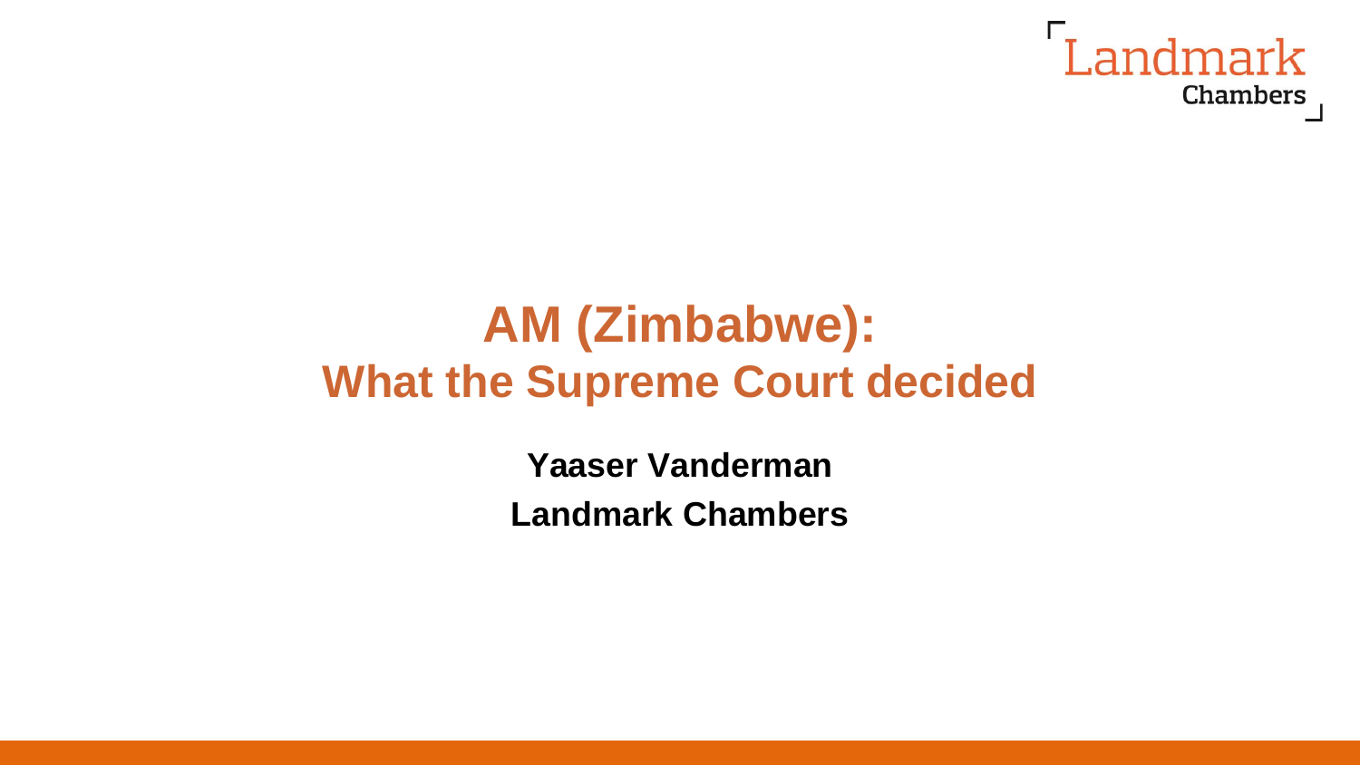# AM (Zimbabwe): What the Supreme Court decided

**Yaaser Vanderman**

**Landmark Chambers**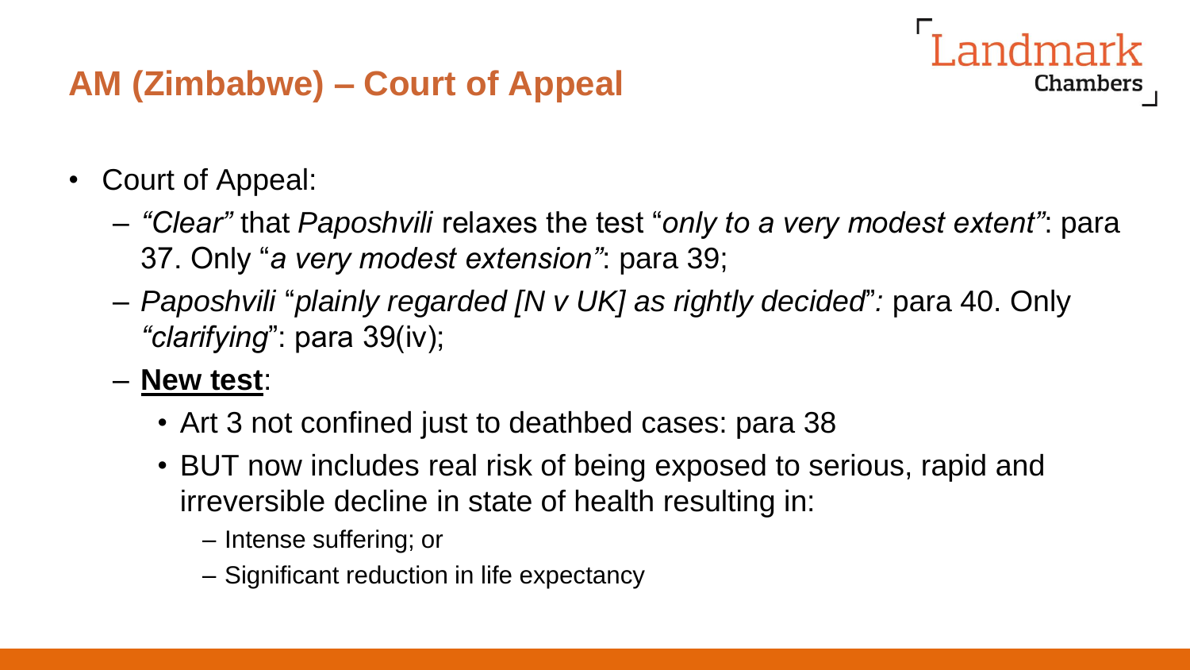## AM (Zimbabwe) – Court of Appeal

- Court of Appeal:
  - *"Clear"* that *Paposhvili* relaxes the test "*only to a very modest extent"*: para 37. Only "*a very modest extension"*: para 39;
  - *Paposhvili* "*plainly regarded [N v UK] as rightly decided*"*:* para 40. Only *"clarifying*": para 39(iv);
  - **<u>New test</u>**:
    - Art 3 not confined just to deathbed cases: para 38
    - BUT now includes real risk of being exposed to serious, rapid and irreversible decline in state of health resulting in:
      - Intense suffering; or
      - Significant reduction in life expectancy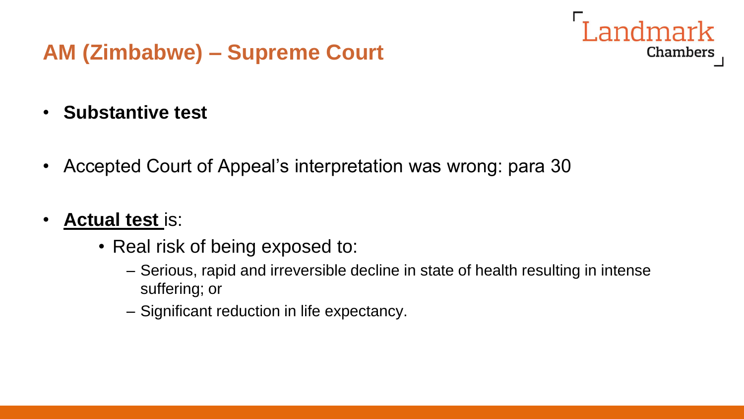## AM (Zimbabwe) – Supreme Court

- **Substantive test**

- Accepted Court of Appeal's interpretation was wrong: para 30

- **Actual test** is:
  - Real risk of being exposed to:
    - Serious, rapid and irreversible decline in state of health resulting in intense suffering; or
    - Significant reduction in life expectancy.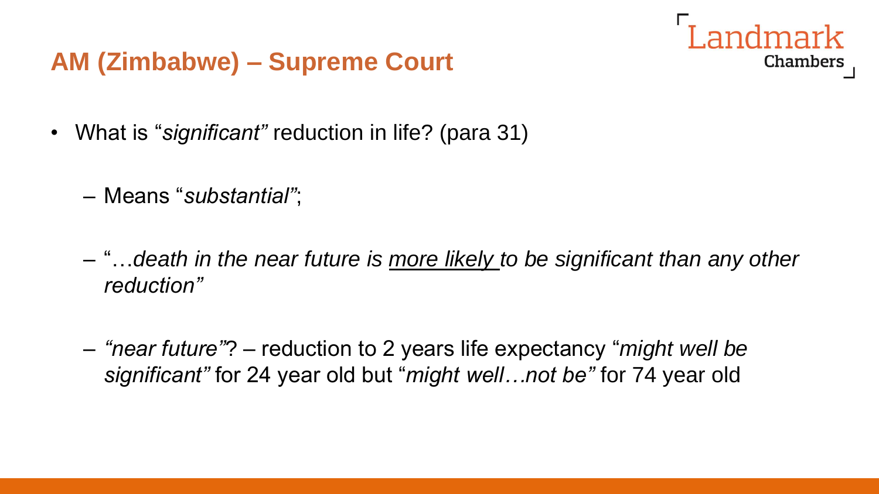## AM (Zimbabwe) – Supreme Court

- What is "*significant"* reduction in life? (para 31)
  - Means "*substantial"*;
  - "…*death in the near future is* <u>*more likely*</u> *to be significant than any other reduction"*
  - *"near future"*? – reduction to 2 years life expectancy "*might well be significant"* for 24 year old but "*might well…not be"* for 74 year old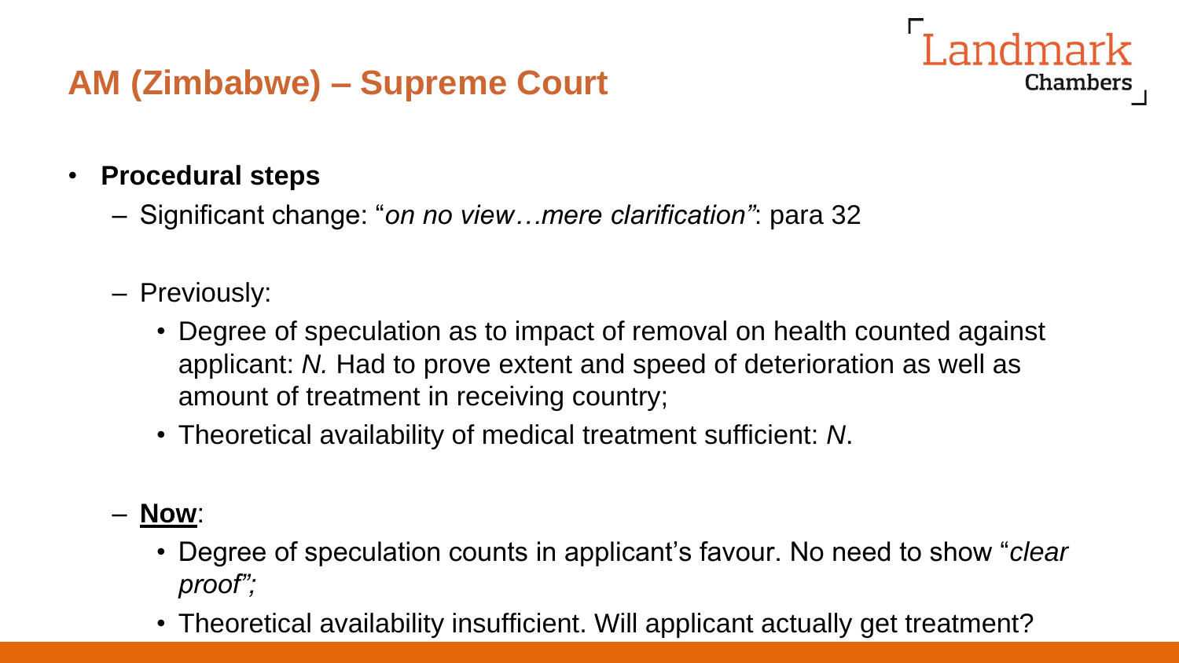## AM (Zimbabwe) – Supreme Court

- **Procedural steps**
  - Significant change: "*on no view…mere clarification"*: para 32
  - Previously:
    - Degree of speculation as to impact of removal on health counted against applicant: *N.* Had to prove extent and speed of deterioration as well as amount of treatment in receiving country;
    - Theoretical availability of medical treatment sufficient: *N*.
  - **Now**:
    - Degree of speculation counts in applicant's favour. No need to show "*clear proof";*
    - Theoretical availability insufficient. Will applicant actually get treatment?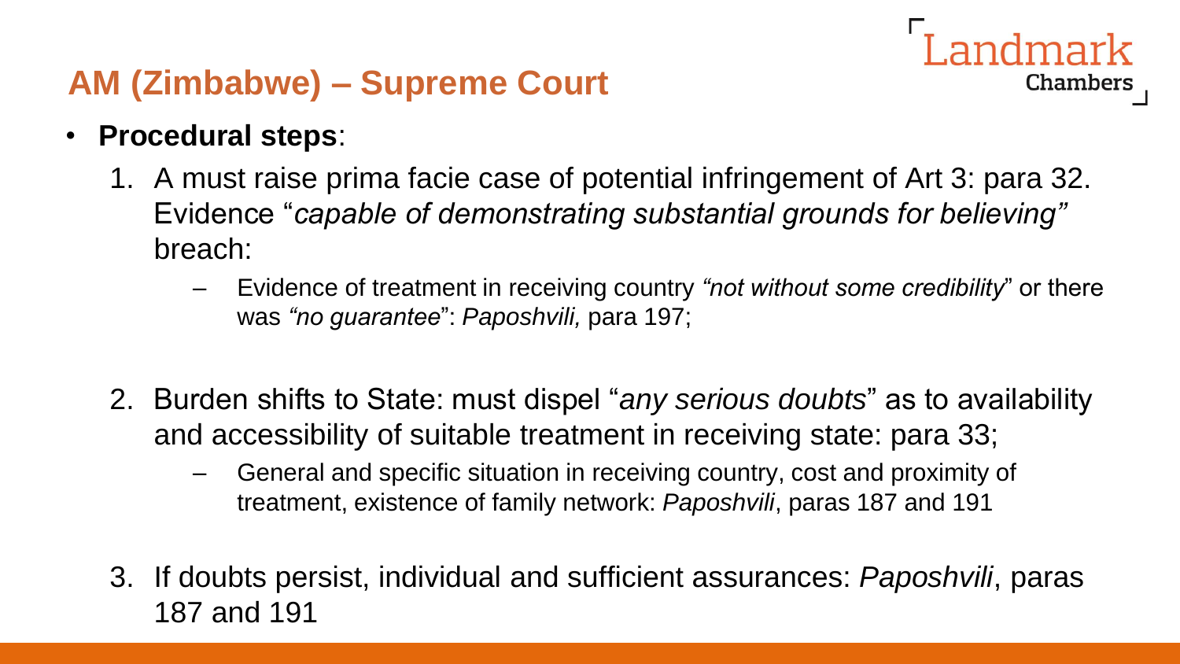## AM (Zimbabwe) – Supreme Court

- **Procedural steps**:
  1. A must raise prima facie case of potential infringement of Art 3: para 32. Evidence "*capable of demonstrating substantial grounds for believing"* breach:
     - Evidence of treatment in receiving country *"not without some credibility*" or there was *"no guarantee*": *Paposhvili,* para 197;
  2. Burden shifts to State: must dispel "*any serious doubts*" as to availability and accessibility of suitable treatment in receiving state: para 33;
     - General and specific situation in receiving country, cost and proximity of treatment, existence of family network: *Paposhvili*, paras 187 and 191
  3. If doubts persist, individual and sufficient assurances: *Paposhvili*, paras 187 and 191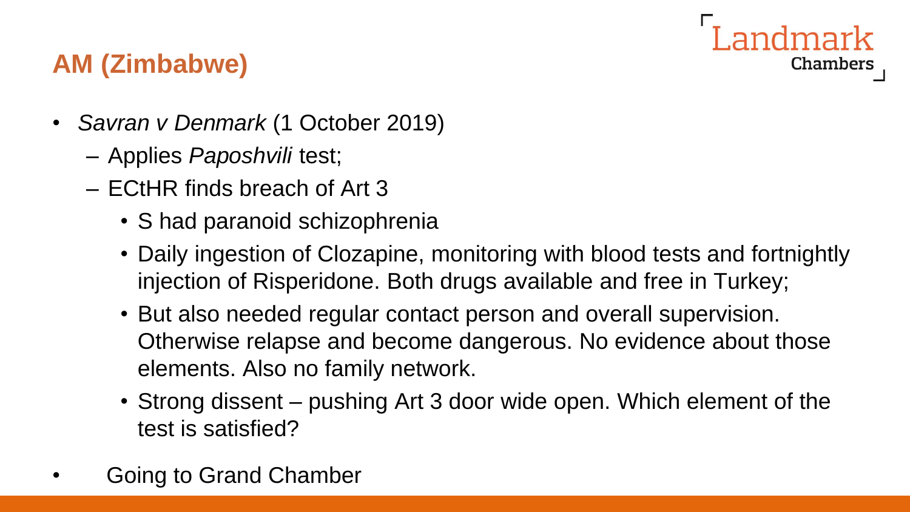## AM (Zimbabwe)

- *Savran v Denmark* (1 October 2019)
  - Applies *Paposhvili* test;
  - ECtHR finds breach of Art 3
    - S had paranoid schizophrenia
    - Daily ingestion of Clozapine, monitoring with blood tests and fortnightly injection of Risperidone. Both drugs available and free in Turkey;
    - But also needed regular contact person and overall supervision. Otherwise relapse and become dangerous. No evidence about those elements. Also no family network.
    - Strong dissent – pushing Art 3 door wide open. Which element of the test is satisfied?
- Going to Grand Chamber